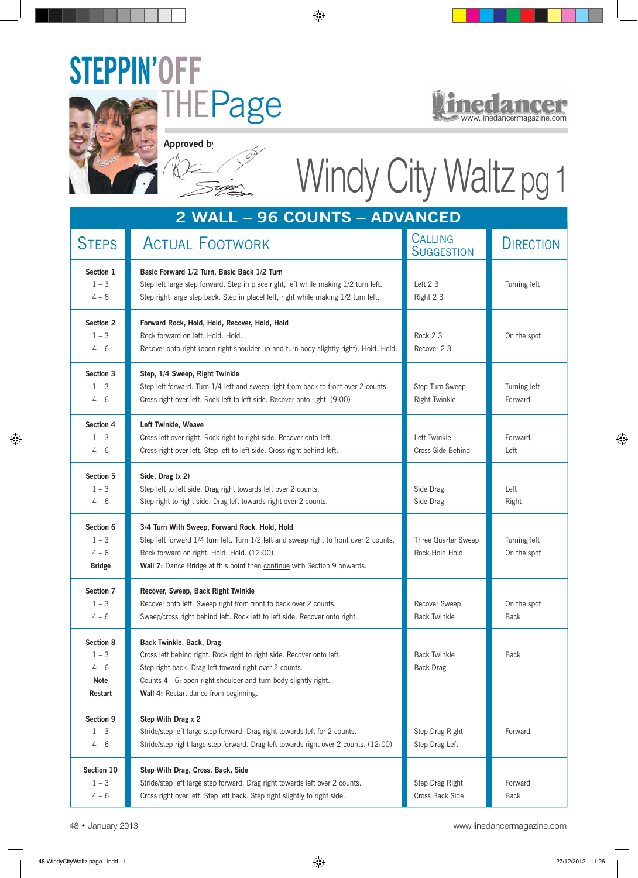# STEPPIN' OFF THE Page

Approved by

linedancer www.linedancermagazine.com

# Windy City Waltz pg 1

## 2 WALL – 96 COUNTS – ADVANCED

| Steps | Actual Footwork | Calling Suggestion | Direction |
|---|---|---|---|
| **Section 1**<br>1 – 3<br>4 – 6 | **Basic Forward 1/2 Turn, Basic Back 1/2 Turn**<br>Step left large step forward. Step in place right, left while making 1/2 turn left.<br>Step right large step back. Step in placel left, right while making 1/2 turn left. | Left 2 3<br>Right 2 3 | Turning left |
| **Section 2**<br>1 – 3<br>4 – 6 | **Forward Rock, Hold, Hold, Recover, Hold, Hold**<br>Rock forward on left. Hold. Hold.<br>Recover onto right (open right shoulder up and turn body slightly right). Hold. Hold. | Rock 2 3<br>Recover 2 3 | On the spot |
| **Section 3**<br>1 – 3<br>4 – 6 | **Step, 1/4 Sweep, Right Twinkle**<br>Step left forward. Turn 1/4 left and sweep right from back to front over 2 counts.<br>Cross right over left. Rock left to left side. Recover onto right. (9:00) | Step Turn Sweep<br>Right Twinkle | Turning left<br>Forward |
| **Section 4**<br>1 – 3<br>4 – 6 | **Left Twinkle, Weave**<br>Cross left over right. Rock right to right side. Recover onto left.<br>Cross right over left. Step left to left side. Cross right behind left. | Left Twinkle<br>Cross Side Behind | Forward<br>Left |
| **Section 5**<br>1 – 3<br>4 – 6 | **Side, Drag (x 2)**<br>Step left to left side. Drag right towards left over 2 counts.<br>Step right to right side. Drag left towards right over 2 counts. | Side Drag<br>Side Drag | Left<br>Right |
| **Section 6**<br>1 – 3<br>4 – 6<br>**Bridge** | **3/4 Turn With Sweep, Forward Rock, Hold, Hold**<br>Step left forward 1/4 turn left. Turn 1/2 left and sweep right to front over 2 counts.<br>Rock forward on right. Hold. Hold. (12:00)<br>**Wall 7:** Dance Bridge at this point then continue with Section 9 onwards. | Three Quarter Sweep<br>Rock Hold Hold | Turning left<br>On the spot |
| **Section 7**<br>1 – 3<br>4 – 6 | **Recover, Sweep, Back Right Twinkle**<br>Recover onto left. Sweep right from front to back over 2 counts.<br>Sweep/cross right behind left. Rock left to left side. Recover onto right. | Recover Sweep<br>Back Twinkle | On the spot<br>Back |
| **Section 8**<br>1 – 3<br>4 – 6<br>**Note**<br>**Restart** | **Back Twinkle, Back, Drag**<br>Cross left behind right. Rock right to right side. Recover onto left.<br>Step right back. Drag left toward right over 2 counts.<br>Counts 4 - 6: open right shoulder and turn body slightly right.<br>**Wall 4:** Restart dance from beginning. | Back Twinkle<br>Back Drag | Back |
| **Section 9**<br>1 – 3<br>4 – 6 | **Step With Drag x 2**<br>Stride/step left large step forward. Drag right towards left for 2 counts.<br>Stride/step right large step forward. Drag left towards right over 2 counts. (12:00) | Step Drag Right<br>Step Drag Left | Forward |
| **Section 10**<br>1 – 3<br>4 – 6 | **Step With Drag, Cross, Back, Side**<br>Stride/step left large step forward. Drag right towards left over 2 counts.<br>Cross right over left. Step left back. Step right slightly to right side. | Step Drag Right<br>Cross Back Side | Forward<br>Back |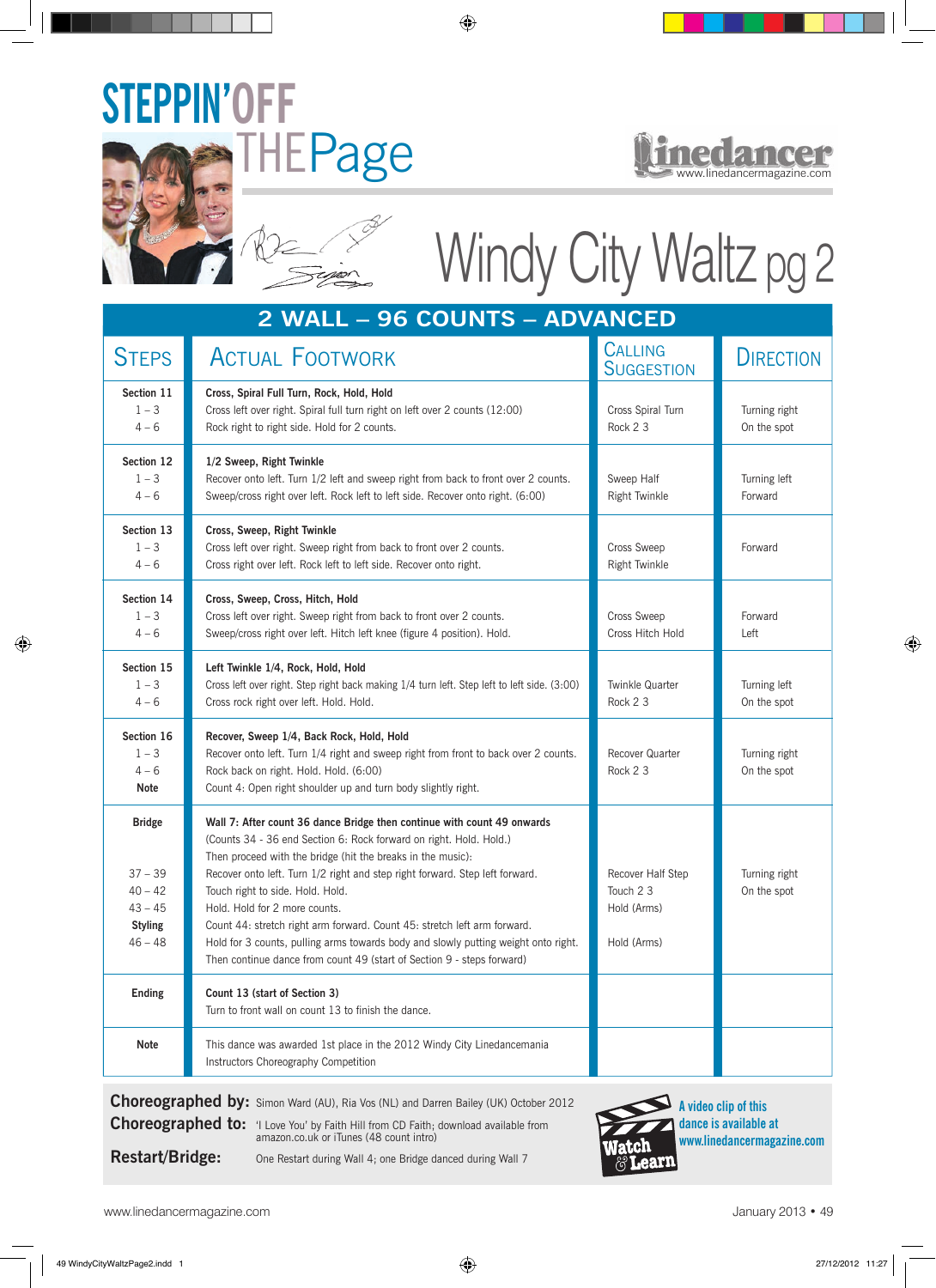# STEPPIN' OFF THE Page

linedancer www.linedancermagazine.com

# Windy City Waltz pg 2

## 2 WALL – 96 COUNTS – ADVANCED

| Steps | Actual Footwork | Calling Suggestion | Direction |
|---|---|---|---|
| **Section 11**<br>1 – 3<br>4 – 6 | **Cross, Spiral Full Turn, Rock, Hold, Hold**<br>Cross left over right. Spiral full turn right on left over 2 counts (12:00)<br>Rock right to right side. Hold for 2 counts. | Cross Spiral Turn<br>Rock 2 3 | Turning right<br>On the spot |
| **Section 12**<br>1 – 3<br>4 – 6 | **1/2 Sweep, Right Twinkle**<br>Recover onto left. Turn 1/2 left and sweep right from back to front over 2 counts.<br>Sweep/cross right over left. Rock left to left side. Recover onto right. (6:00) | Sweep Half<br>Right Twinkle | Turning left<br>Forward |
| **Section 13**<br>1 – 3<br>4 – 6 | **Cross, Sweep, Right Twinkle**<br>Cross left over right. Sweep right from back to front over 2 counts.<br>Cross right over left. Rock left to left side. Recover onto right. | Cross Sweep<br>Right Twinkle | Forward |
| **Section 14**<br>1 – 3<br>4 – 6 | **Cross, Sweep, Cross, Hitch, Hold**<br>Cross left over right. Sweep right from back to front over 2 counts.<br>Sweep/cross right over left. Hitch left knee (figure 4 position). Hold. | Cross Sweep<br>Cross Hitch Hold | Forward<br>Left |
| **Section 15**<br>1 – 3<br>4 – 6 | **Left Twinkle 1/4, Rock, Hold, Hold**<br>Cross left over right. Step right back making 1/4 turn left. Step left to left side. (3:00)<br>Cross rock right over left. Hold. Hold. | Twinkle Quarter<br>Rock 2 3 | Turning left<br>On the spot |
| **Section 16**<br>1 – 3<br>4 – 6<br>**Note** | **Recover, Sweep 1/4, Back Rock, Hold, Hold**<br>Recover onto left. Turn 1/4 right and sweep right from front to back over 2 counts.<br>Rock back on right. Hold. Hold. (6:00)<br>Count 4: Open right shoulder up and turn body slightly right. | Recover Quarter<br>Rock 2 3 | Turning right<br>On the spot |
| **Bridge**<br><br><br>37 – 39<br>40 – 42<br>43 – 45<br>**Styling**<br>46 – 48 | **Wall 7: After count 36 dance Bridge then continue with count 49 onwards**<br>(Counts 34 - 36 end Section 6: Rock forward on right. Hold. Hold.)<br>Then proceed with the bridge (hit the breaks in the music):<br>Recover onto left. Turn 1/2 right and step right forward. Step left forward.<br>Touch right to side. Hold. Hold.<br>Hold. Hold for 2 more counts.<br>Count 44: stretch right arm forward. Count 45: stretch left arm forward.<br>Hold for 3 counts, pulling arms towards body and slowly putting weight onto right.<br>Then continue dance from count 49 (start of Section 9 - steps forward) | Recover Half Step<br>Touch 2 3<br>Hold (Arms)<br><br>Hold (Arms) | Turning right<br>On the spot |
| **Ending** | **Count 13 (start of Section 3)**<br>Turn to front wall on count 13 to finish the dance. | | |
| **Note** | This dance was awarded 1st place in the 2012 Windy City Linedancemania Instructors Choreography Competition | | |

**Choreographed by:** Simon Ward (AU), Ria Vos (NL) and Darren Bailey (UK) October 2012

**Choreographed to:** 'I Love You' by Faith Hill from CD Faith; download available from amazon.co.uk or iTunes (48 count intro)

**Restart/Bridge:** One Restart during Wall 4; one Bridge danced during Wall 7

Watch & Learn — A video clip of this dance is available at www.linedancermagazine.com